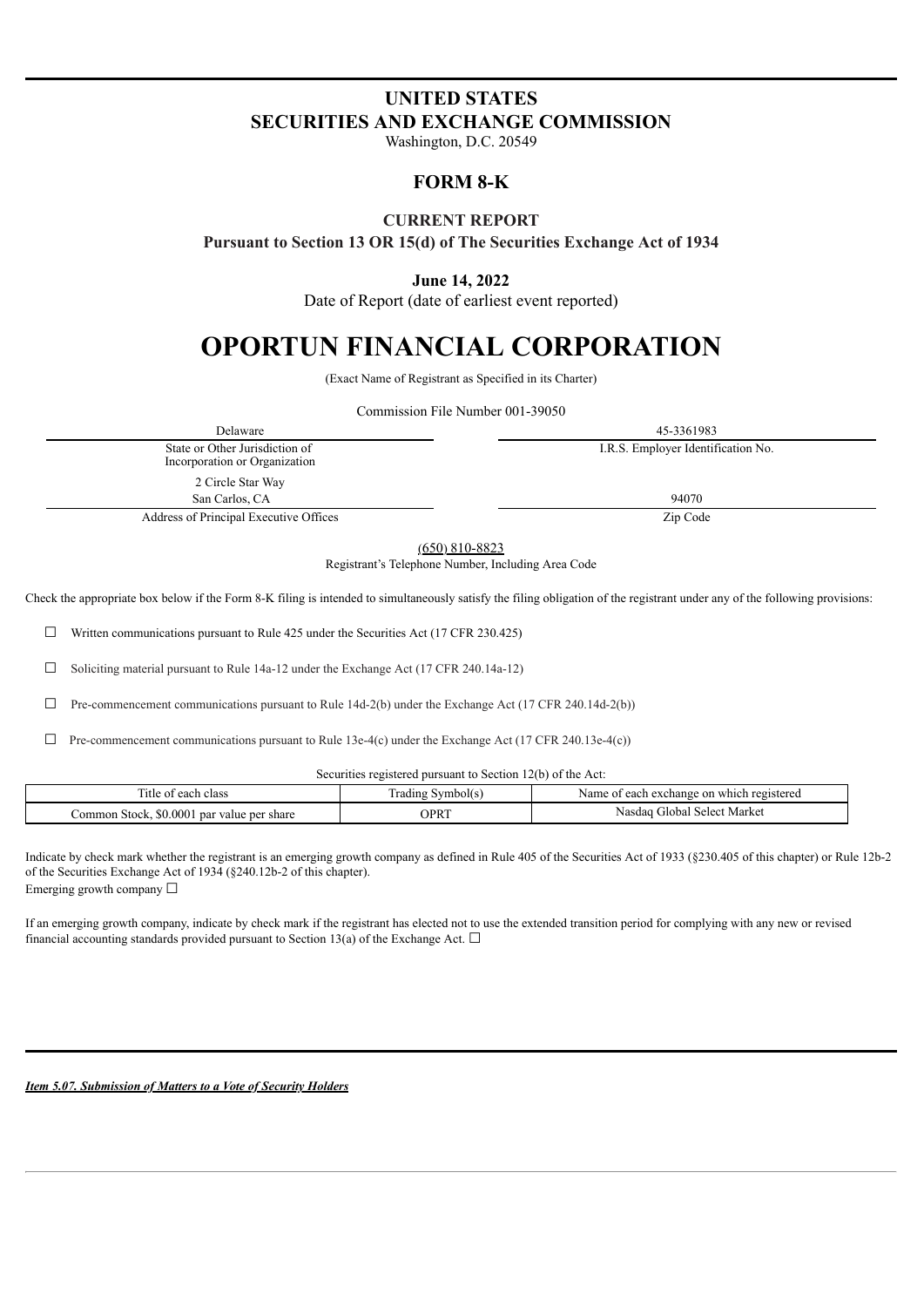# UNITED STATES
# SECURITIES AND EXCHANGE COMMISSION

Washington, D.C. 20549

## FORM 8-K

### CURRENT REPORT

**Pursuant to Section 13 OR 15(d) of The Securities Exchange Act of 1934**

**June 14, 2022**

Date of Report (date of earliest event reported)

# OPORTUN FINANCIAL CORPORATION

(Exact Name of Registrant as Specified in its Charter)

Commission File Number 001-39050

| | |
|---|---|
| Delaware | 45-3361983 |
| State or Other Jurisdiction of Incorporation or Organization | I.R.S. Employer Identification No. |
| 2 Circle Star Way San Carlos, CA | 94070 |
| Address of Principal Executive Offices | Zip Code |

(650) 810-8823

Registrant's Telephone Number, Including Area Code

Check the appropriate box below if the Form 8-K filing is intended to simultaneously satisfy the filing obligation of the registrant under any of the following provisions:

☐ Written communications pursuant to Rule 425 under the Securities Act (17 CFR 230.425)

☐ Soliciting material pursuant to Rule 14a-12 under the Exchange Act (17 CFR 240.14a-12)

☐ Pre-commencement communications pursuant to Rule 14d-2(b) under the Exchange Act (17 CFR 240.14d-2(b))

☐ Pre-commencement communications pursuant to Rule 13e-4(c) under the Exchange Act (17 CFR 240.13e-4(c))

Securities registered pursuant to Section 12(b) of the Act:

| Title of each class | Trading Symbol(s) | Name of each exchange on which registered |
|---|---|---|
| Common Stock, $0.0001 par value per share | OPRT | Nasdaq Global Select Market |

Indicate by check mark whether the registrant is an emerging growth company as defined in Rule 405 of the Securities Act of 1933 (§230.405 of this chapter) or Rule 12b-2 of the Securities Exchange Act of 1934 (§240.12b-2 of this chapter).
Emerging growth company ☐

If an emerging growth company, indicate by check mark if the registrant has elected not to use the extended transition period for complying with any new or revised financial accounting standards provided pursuant to Section 13(a) of the Exchange Act. ☐

***Item 5.07. Submission of Matters to a Vote of Security Holders***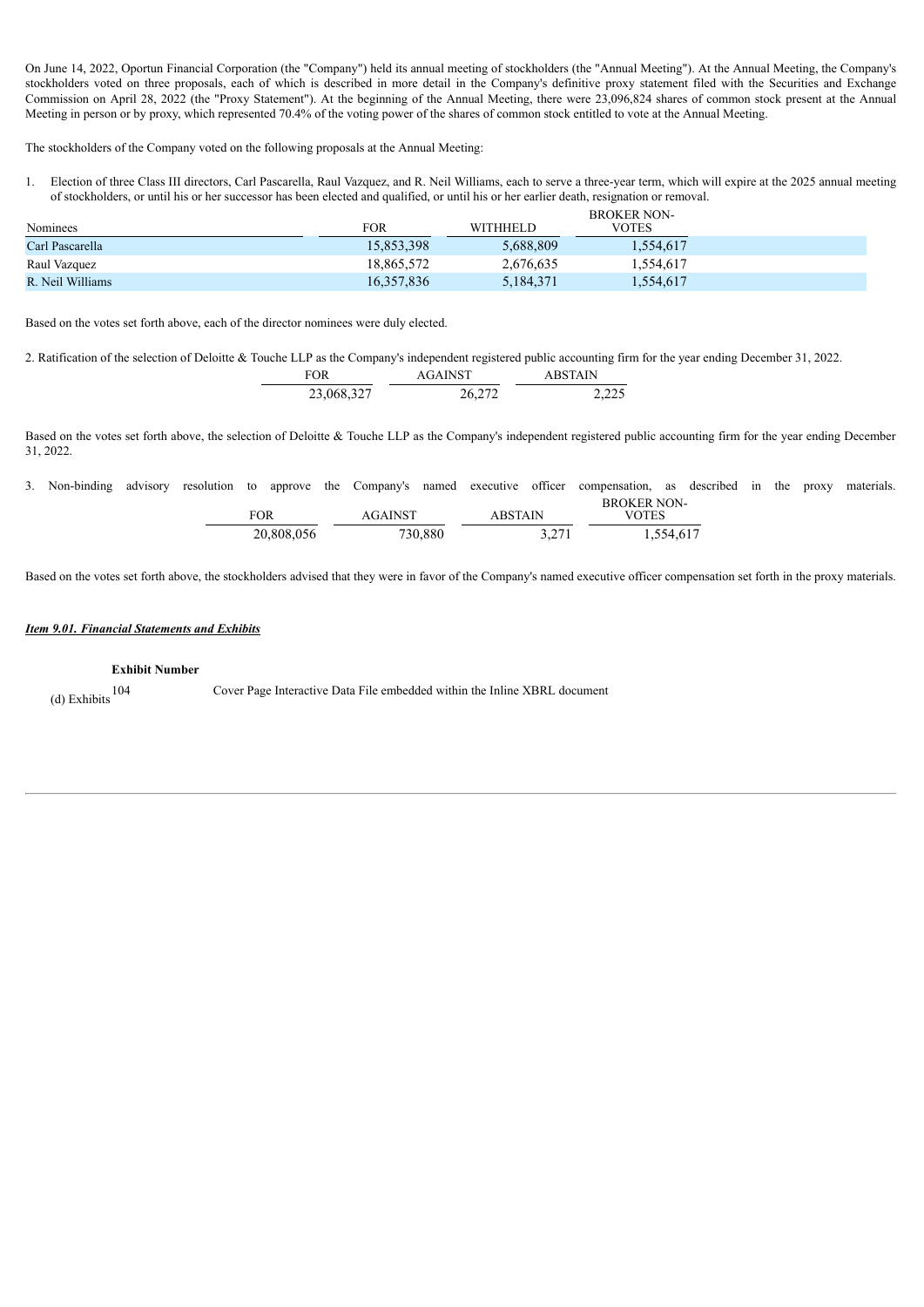On June 14, 2022, Oportun Financial Corporation (the "Company") held its annual meeting of stockholders (the "Annual Meeting"). At the Annual Meeting, the Company's stockholders voted on three proposals, each of which is described in more detail in the Company's definitive proxy statement filed with the Securities and Exchange Commission on April 28, 2022 (the "Proxy Statement"). At the beginning of the Annual Meeting, there were 23,096,824 shares of common stock present at the Annual Meeting in person or by proxy, which represented 70.4% of the voting power of the shares of common stock entitled to vote at the Annual Meeting.

The stockholders of the Company voted on the following proposals at the Annual Meeting:

1. Election of three Class III directors, Carl Pascarella, Raul Vazquez, and R. Neil Williams, each to serve a three-year term, which will expire at the 2025 annual meeting of stockholders, or until his or her successor has been elected and qualified, or until his or her earlier death, resignation or removal.

| Nominees | FOR | WITHHELD | BROKER NON-VOTES |
|---|---|---|---|
| Carl Pascarella | 15,853,398 | 5,688,809 | 1,554,617 |
| Raul Vazquez | 18,865,572 | 2,676,635 | 1,554,617 |
| R. Neil Williams | 16,357,836 | 5,184,371 | 1,554,617 |

Based on the votes set forth above, each of the director nominees were duly elected.

2. Ratification of the selection of Deloitte & Touche LLP as the Company's independent registered public accounting firm for the year ending December 31, 2022.

| FOR | AGAINST | ABSTAIN |
|---|---|---|
| 23,068,327 | 26,272 | 2,225 |

Based on the votes set forth above, the selection of Deloitte & Touche LLP as the Company's independent registered public accounting firm for the year ending December 31, 2022.

3. Non-binding advisory resolution to approve the Company's named executive officer compensation, as described in the proxy materials.

| FOR | AGAINST | ABSTAIN | BROKER NON-VOTES |
|---|---|---|---|
| 20,808,056 | 730,880 | 3,271 | 1,554,617 |

Based on the votes set forth above, the stockholders advised that they were in favor of the Company's named executive officer compensation set forth in the proxy materials.

***Item 9.01. Financial Statements and Exhibits***

(d) Exhibits

| Exhibit Number | |
|---|---|
| 104 | Cover Page Interactive Data File embedded within the Inline XBRL document |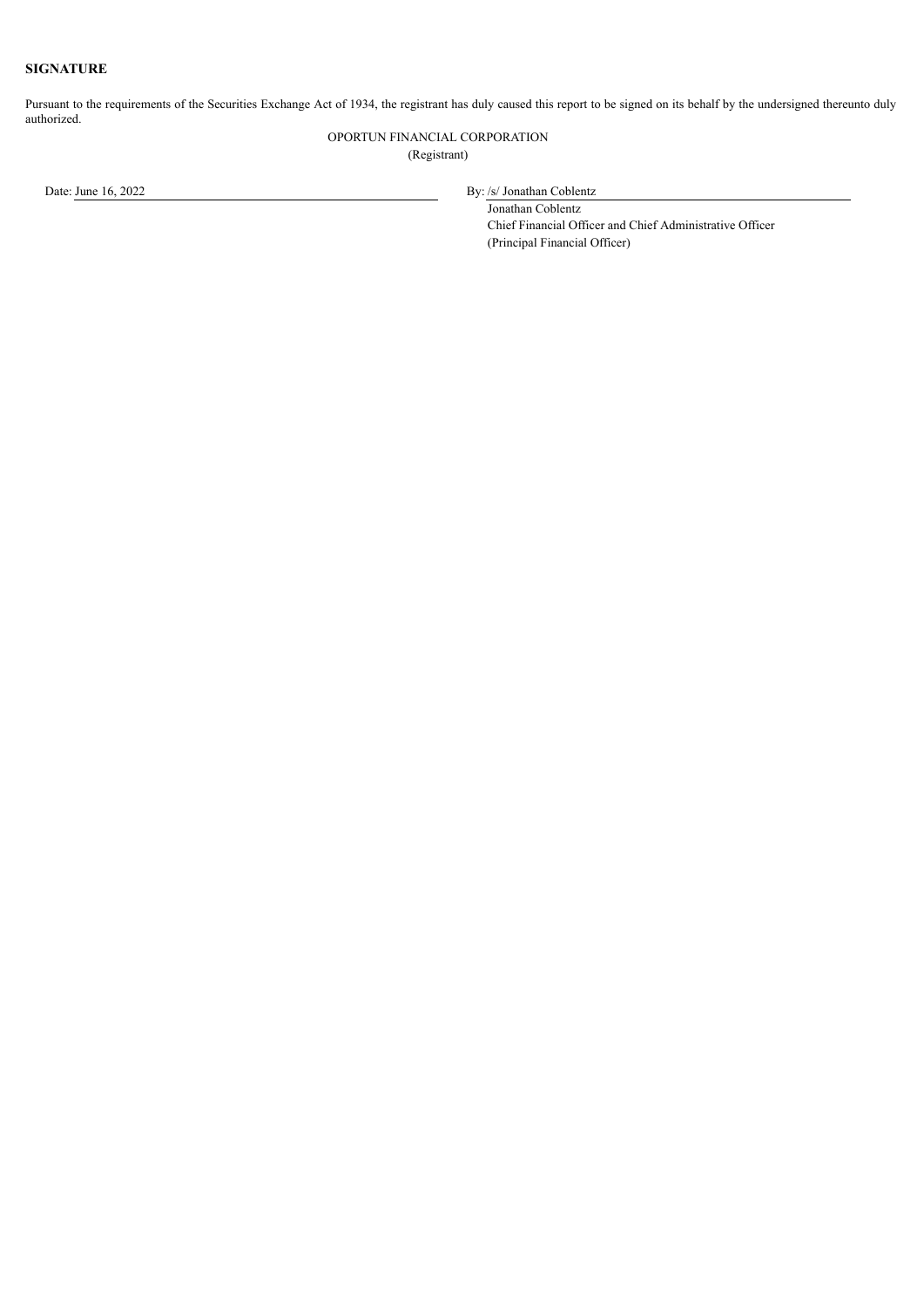**SIGNATURE**

Pursuant to the requirements of the Securities Exchange Act of 1934, the registrant has duly caused this report to be signed on its behalf by the undersigned thereunto duly authorized.

OPORTUN FINANCIAL CORPORATION
(Registrant)

Date: June 16, 2022

By: /s/ Jonathan Coblentz
Jonathan Coblentz
Chief Financial Officer and Chief Administrative Officer
(Principal Financial Officer)